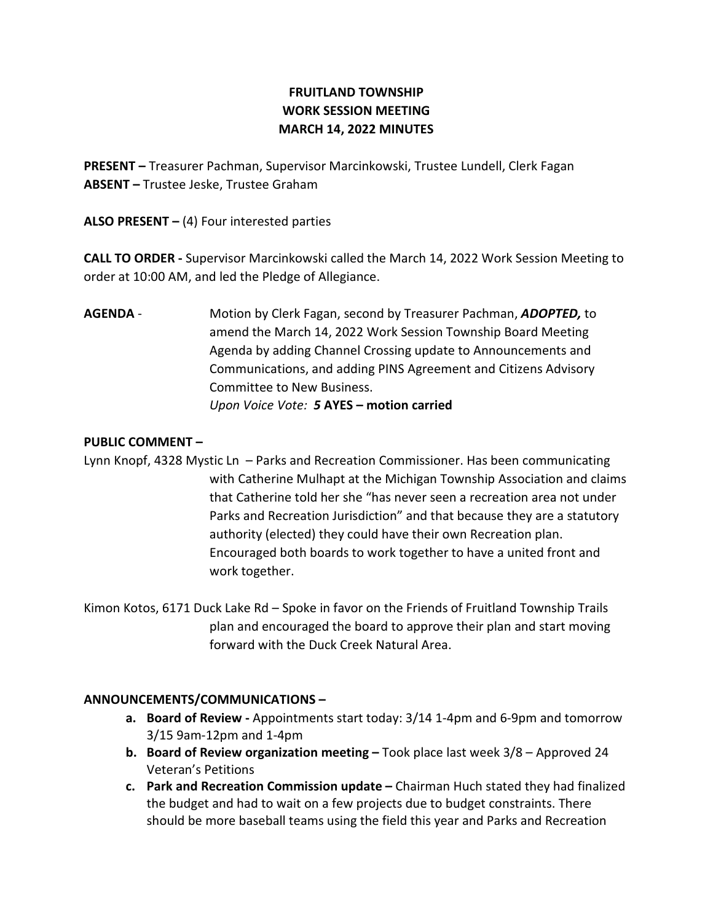**FRUITLAND TOWNSHIP**
**WORK SESSION MEETING**
**MARCH 14, 2022 MINUTES**

**PRESENT –** Treasurer Pachman, Supervisor Marcinkowski, Trustee Lundell, Clerk Fagan
**ABSENT –** Trustee Jeske, Trustee Graham

**ALSO PRESENT –** (4) Four interested parties

**CALL TO ORDER -** Supervisor Marcinkowski called the March 14, 2022 Work Session Meeting to order at 10:00 AM, and led the Pledge of Allegiance.

**AGENDA** - Motion by Clerk Fagan, second by Treasurer Pachman, ***ADOPTED,*** to amend the March 14, 2022 Work Session Township Board Meeting Agenda by adding Channel Crossing update to Announcements and Communications, and adding PINS Agreement and Citizens Advisory Committee to New Business.
*Upon Voice Vote:* ***5*** **AYES – motion carried**

**PUBLIC COMMENT –**

Lynn Knopf, 4328 Mystic Ln – Parks and Recreation Commissioner. Has been communicating with Catherine Mulhapt at the Michigan Township Association and claims that Catherine told her she "has never seen a recreation area not under Parks and Recreation Jurisdiction" and that because they are a statutory authority (elected) they could have their own Recreation plan. Encouraged both boards to work together to have a united front and work together.

Kimon Kotos, 6171 Duck Lake Rd – Spoke in favor on the Friends of Fruitland Township Trails plan and encouraged the board to approve their plan and start moving forward with the Duck Creek Natural Area.

**ANNOUNCEMENTS/COMMUNICATIONS –**

- **a. Board of Review -** Appointments start today: 3/14 1-4pm and 6-9pm and tomorrow 3/15 9am-12pm and 1-4pm
- **b. Board of Review organization meeting –** Took place last week 3/8 – Approved 24 Veteran's Petitions
- **c. Park and Recreation Commission update –** Chairman Huch stated they had finalized the budget and had to wait on a few projects due to budget constraints. There should be more baseball teams using the field this year and Parks and Recreation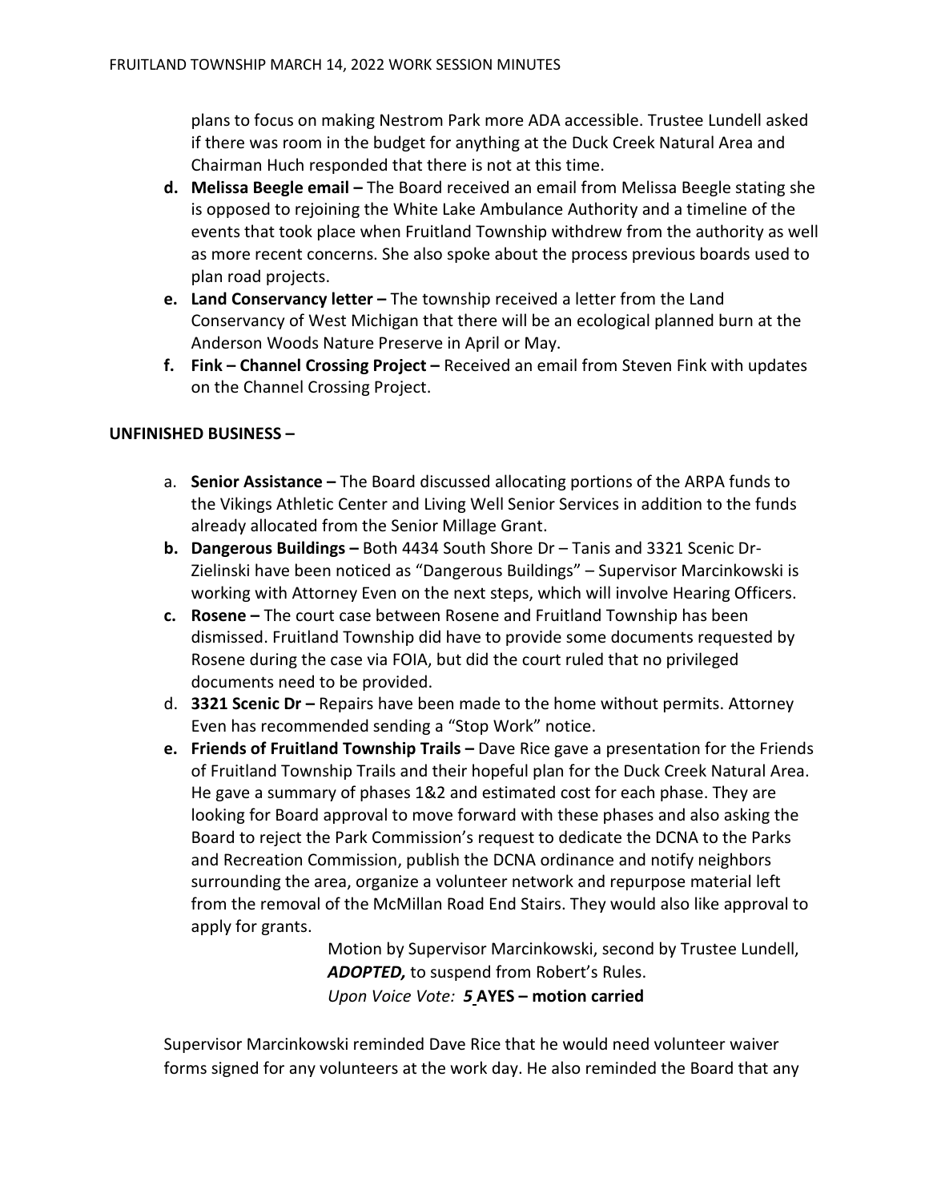plans to focus on making Nestrom Park more ADA accessible. Trustee Lundell asked if there was room in the budget for anything at the Duck Creek Natural Area and Chairman Huch responded that there is not at this time.

- **d. Melissa Beegle email –** The Board received an email from Melissa Beegle stating she is opposed to rejoining the White Lake Ambulance Authority and a timeline of the events that took place when Fruitland Township withdrew from the authority as well as more recent concerns. She also spoke about the process previous boards used to plan road projects.
- **e. Land Conservancy letter –** The township received a letter from the Land Conservancy of West Michigan that there will be an ecological planned burn at the Anderson Woods Nature Preserve in April or May.
- **f. Fink – Channel Crossing Project –** Received an email from Steven Fink with updates on the Channel Crossing Project.

**UNFINISHED BUSINESS –**

- a. **Senior Assistance –** The Board discussed allocating portions of the ARPA funds to the Vikings Athletic Center and Living Well Senior Services in addition to the funds already allocated from the Senior Millage Grant.
- **b. Dangerous Buildings –** Both 4434 South Shore Dr – Tanis and 3321 Scenic Dr- Zielinski have been noticed as "Dangerous Buildings" – Supervisor Marcinkowski is working with Attorney Even on the next steps, which will involve Hearing Officers.
- **c. Rosene –** The court case between Rosene and Fruitland Township has been dismissed. Fruitland Township did have to provide some documents requested by Rosene during the case via FOIA, but did the court ruled that no privileged documents need to be provided.
- d. **3321 Scenic Dr –** Repairs have been made to the home without permits. Attorney Even has recommended sending a "Stop Work" notice.
- **e. Friends of Fruitland Township Trails –** Dave Rice gave a presentation for the Friends of Fruitland Township Trails and their hopeful plan for the Duck Creek Natural Area. He gave a summary of phases 1&2 and estimated cost for each phase. They are looking for Board approval to move forward with these phases and also asking the Board to reject the Park Commission's request to dedicate the DCNA to the Parks and Recreation Commission, publish the DCNA ordinance and notify neighbors surrounding the area, organize a volunteer network and repurpose material left from the removal of the McMillan Road End Stairs. They would also like approval to apply for grants.

> Motion by Supervisor Marcinkowski, second by Trustee Lundell, ***ADOPTED,*** to suspend from Robert's Rules.
> *Upon Voice Vote:* ***5* AYES – motion carried**

Supervisor Marcinkowski reminded Dave Rice that he would need volunteer waiver forms signed for any volunteers at the work day. He also reminded the Board that any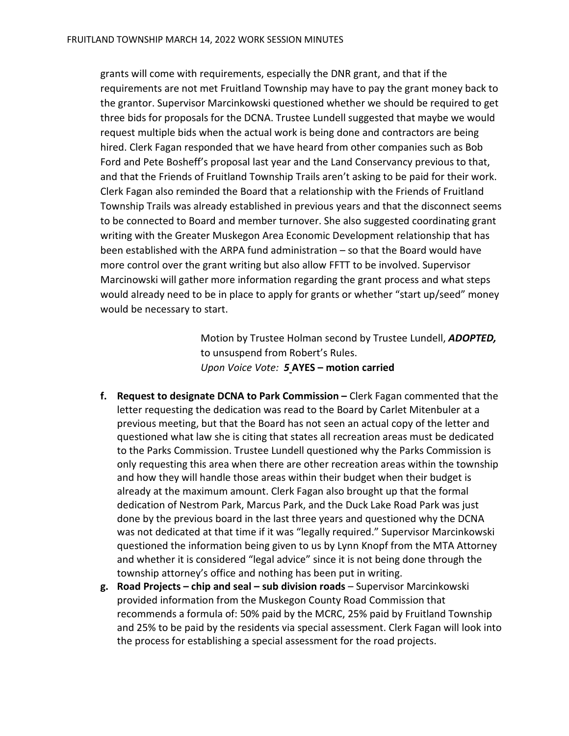grants will come with requirements, especially the DNR grant, and that if the requirements are not met Fruitland Township may have to pay the grant money back to the grantor. Supervisor Marcinkowski questioned whether we should be required to get three bids for proposals for the DCNA. Trustee Lundell suggested that maybe we would request multiple bids when the actual work is being done and contractors are being hired. Clerk Fagan responded that we have heard from other companies such as Bob Ford and Pete Bosheff's proposal last year and the Land Conservancy previous to that, and that the Friends of Fruitland Township Trails aren't asking to be paid for their work. Clerk Fagan also reminded the Board that a relationship with the Friends of Fruitland Township Trails was already established in previous years and that the disconnect seems to be connected to Board and member turnover. She also suggested coordinating grant writing with the Greater Muskegon Area Economic Development relationship that has been established with the ARPA fund administration – so that the Board would have more control over the grant writing but also allow FFTT to be involved. Supervisor Marcinowski will gather more information regarding the grant process and what steps would already need to be in place to apply for grants or whether "start up/seed" money would be necessary to start.

> Motion by Trustee Holman second by Trustee Lundell, ***ADOPTED,*** to unsuspend from Robert's Rules.
> *Upon Voice Vote:* ***5*** **AYES – motion carried**

**f. Request to designate DCNA to Park Commission –** Clerk Fagan commented that the letter requesting the dedication was read to the Board by Carlet Mitenbuler at a previous meeting, but that the Board has not seen an actual copy of the letter and questioned what law she is citing that states all recreation areas must be dedicated to the Parks Commission. Trustee Lundell questioned why the Parks Commission is only requesting this area when there are other recreation areas within the township and how they will handle those areas within their budget when their budget is already at the maximum amount. Clerk Fagan also brought up that the formal dedication of Nestrom Park, Marcus Park, and the Duck Lake Road Park was just done by the previous board in the last three years and questioned why the DCNA was not dedicated at that time if it was "legally required." Supervisor Marcinkowski questioned the information being given to us by Lynn Knopf from the MTA Attorney and whether it is considered "legal advice" since it is not being done through the township attorney's office and nothing has been put in writing.

**g. Road Projects – chip and seal – sub division roads** – Supervisor Marcinkowski provided information from the Muskegon County Road Commission that recommends a formula of: 50% paid by the MCRC, 25% paid by Fruitland Township and 25% to be paid by the residents via special assessment. Clerk Fagan will look into the process for establishing a special assessment for the road projects.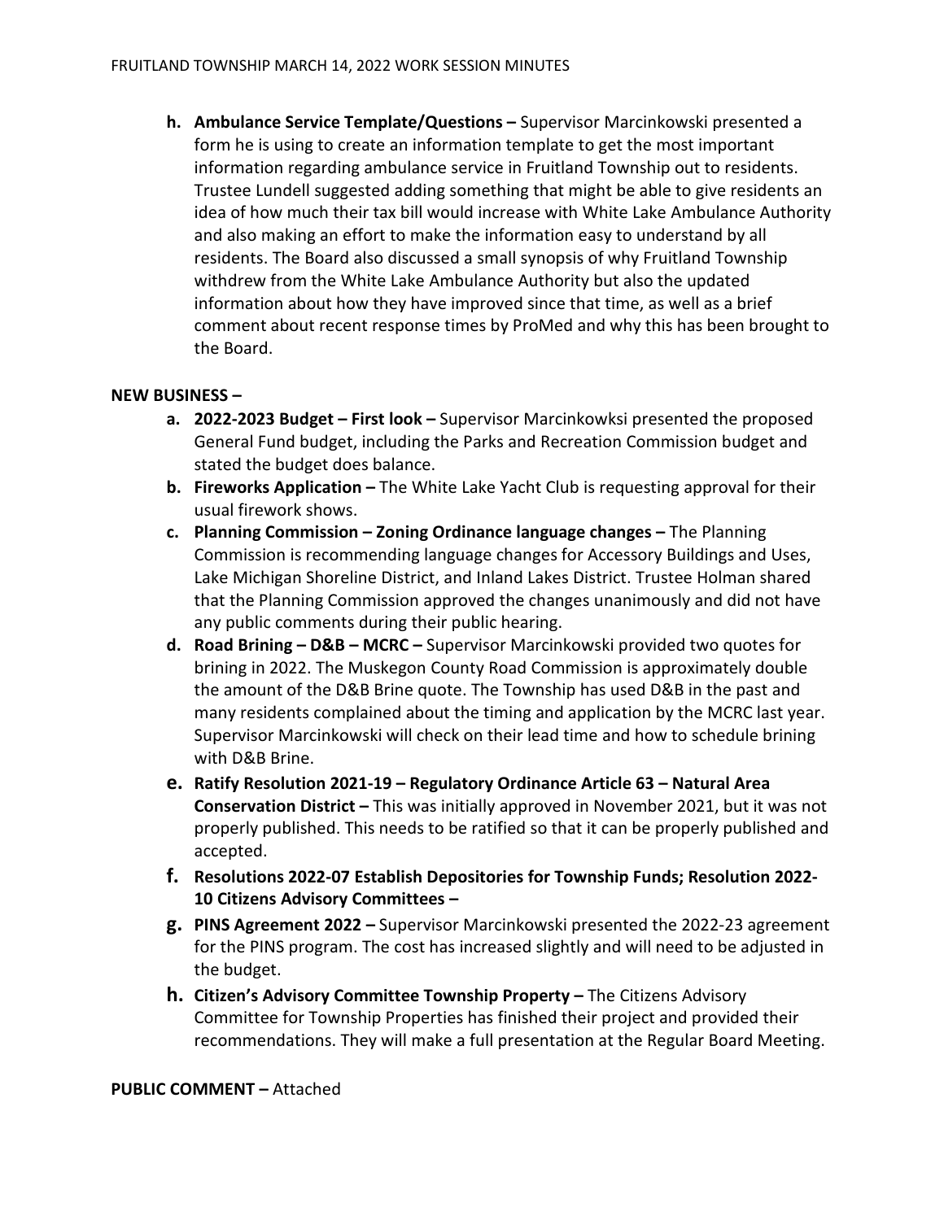h. **Ambulance Service Template/Questions –** Supervisor Marcinkowski presented a form he is using to create an information template to get the most important information regarding ambulance service in Fruitland Township out to residents. Trustee Lundell suggested adding something that might be able to give residents an idea of how much their tax bill would increase with White Lake Ambulance Authority and also making an effort to make the information easy to understand by all residents. The Board also discussed a small synopsis of why Fruitland Township withdrew from the White Lake Ambulance Authority but also the updated information about how they have improved since that time, as well as a brief comment about recent response times by ProMed and why this has been brought to the Board.

**NEW BUSINESS –**

a. **2022-2023 Budget – First look –** Supervisor Marcinkowksi presented the proposed General Fund budget, including the Parks and Recreation Commission budget and stated the budget does balance.
b. **Fireworks Application –** The White Lake Yacht Club is requesting approval for their usual firework shows.
c. **Planning Commission – Zoning Ordinance language changes –** The Planning Commission is recommending language changes for Accessory Buildings and Uses, Lake Michigan Shoreline District, and Inland Lakes District. Trustee Holman shared that the Planning Commission approved the changes unanimously and did not have any public comments during their public hearing.
d. **Road Brining – D&B – MCRC –** Supervisor Marcinkowski provided two quotes for brining in 2022. The Muskegon County Road Commission is approximately double the amount of the D&B Brine quote. The Township has used D&B in the past and many residents complained about the timing and application by the MCRC last year. Supervisor Marcinkowski will check on their lead time and how to schedule brining with D&B Brine.
e. **Ratify Resolution 2021-19 – Regulatory Ordinance Article 63 – Natural Area Conservation District –** This was initially approved in November 2021, but it was not properly published. This needs to be ratified so that it can be properly published and accepted.
f. **Resolutions 2022-07 Establish Depositories for Township Funds; Resolution 2022-10 Citizens Advisory Committees –**
g. **PINS Agreement 2022 –** Supervisor Marcinkowski presented the 2022-23 agreement for the PINS program. The cost has increased slightly and will need to be adjusted in the budget.
h. **Citizen's Advisory Committee Township Property –** The Citizens Advisory Committee for Township Properties has finished their project and provided their recommendations. They will make a full presentation at the Regular Board Meeting.

**PUBLIC COMMENT –** Attached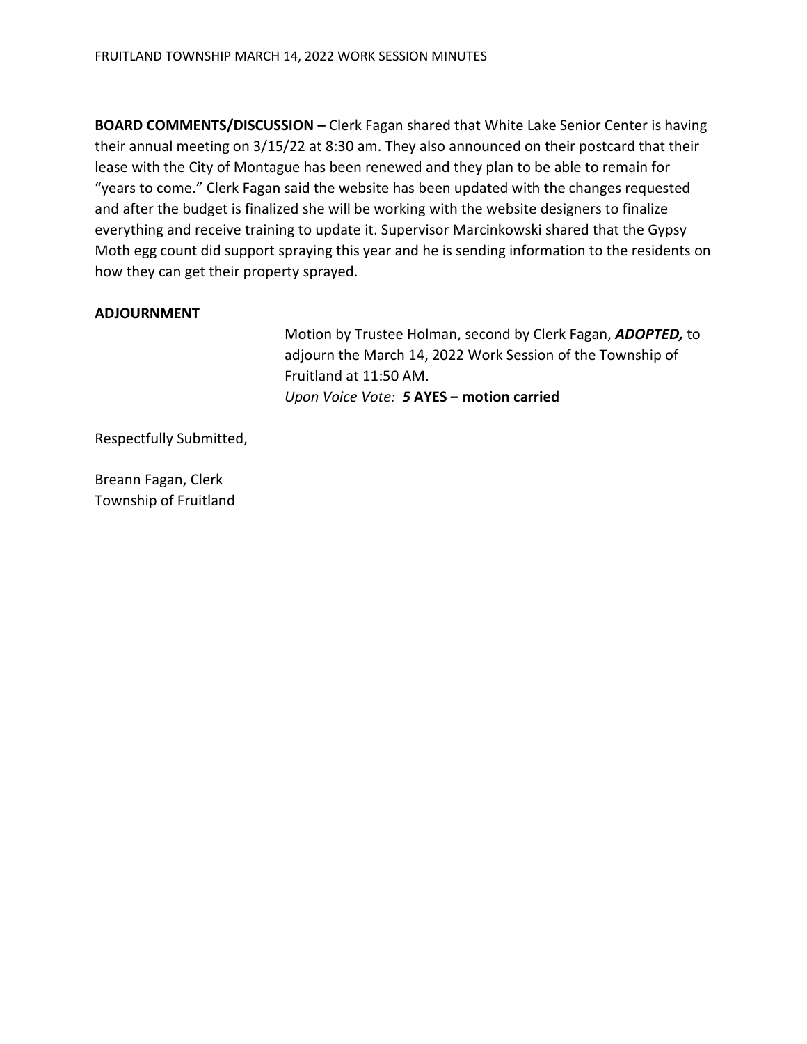**BOARD COMMENTS/DISCUSSION –** Clerk Fagan shared that White Lake Senior Center is having their annual meeting on 3/15/22 at 8:30 am. They also announced on their postcard that their lease with the City of Montague has been renewed and they plan to be able to remain for "years to come." Clerk Fagan said the website has been updated with the changes requested and after the budget is finalized she will be working with the website designers to finalize everything and receive training to update it. Supervisor Marcinkowski shared that the Gypsy Moth egg count did support spraying this year and he is sending information to the residents on how they can get their property sprayed.

**ADJOURNMENT**

Motion by Trustee Holman, second by Clerk Fagan, ***ADOPTED,*** to adjourn the March 14, 2022 Work Session of the Township of Fruitland at 11:50 AM.
*Upon Voice Vote:* ***5*** **AYES – motion carried**

Respectfully Submitted,

Breann Fagan, Clerk
Township of Fruitland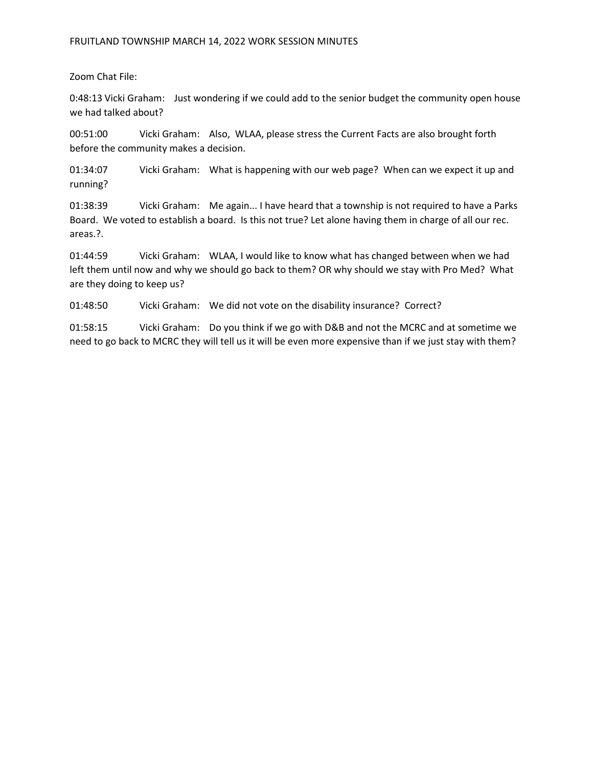Zoom Chat File:

0:48:13 Vicki Graham: Just wondering if we could add to the senior budget the community open house we had talked about?

00:51:00 Vicki Graham: Also, WLAA, please stress the Current Facts are also brought forth before the community makes a decision.

01:34:07 Vicki Graham: What is happening with our web page? When can we expect it up and running?

01:38:39 Vicki Graham: Me again... I have heard that a township is not required to have a Parks Board. We voted to establish a board. Is this not true? Let alone having them in charge of all our rec. areas.?.

01:44:59 Vicki Graham: WLAA, I would like to know what has changed between when we had left them until now and why we should go back to them? OR why should we stay with Pro Med? What are they doing to keep us?

01:48:50 Vicki Graham: We did not vote on the disability insurance? Correct?

01:58:15 Vicki Graham: Do you think if we go with D&B and not the MCRC and at sometime we need to go back to MCRC they will tell us it will be even more expensive than if we just stay with them?